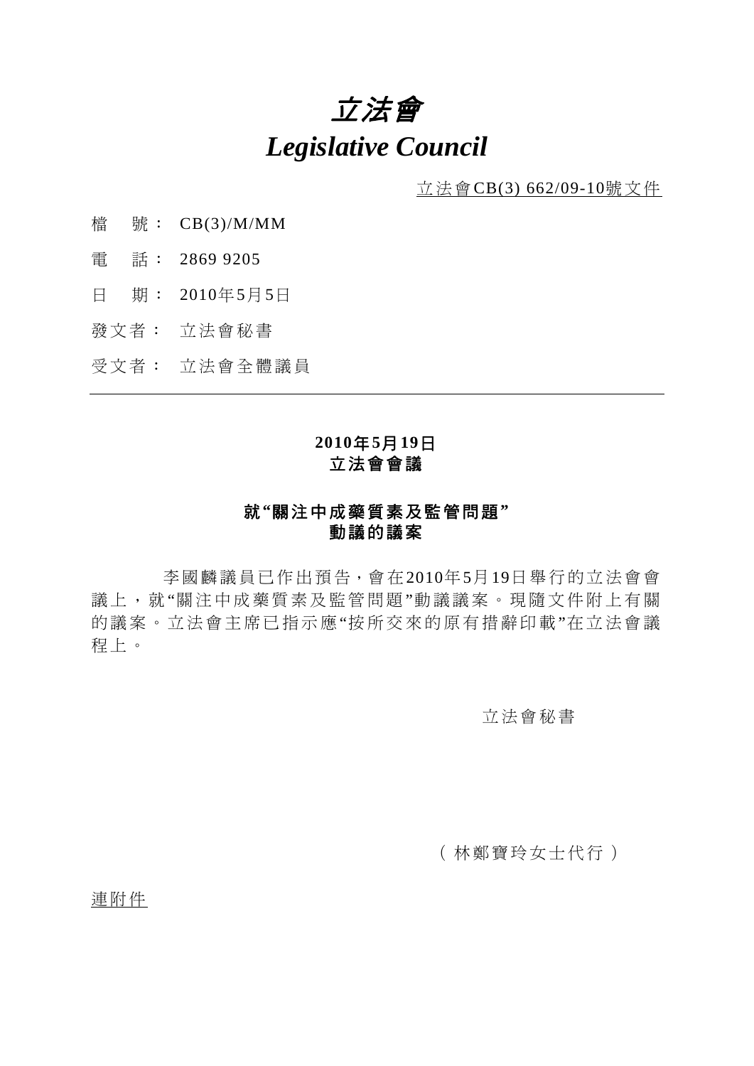# *立法會*
# *Legislative Council*

立法會CB(3) 662/09-10號文件

檔　號： CB(3)/M/MM

電　話： 2869 9205

日　期： 2010年5月5日

發文者： 立法會秘書

受文者： 立法會全體議員

---

**2010年5月19日**
**立法會會議**

**就"關注中成藥質素及監管問題"**
**動議的議案**

李國麟議員已作出預告，會在2010年5月19日舉行的立法會會議上，就"關注中成藥質素及監管問題"動議議案。現隨文件附上有關的議案。立法會主席已指示應"按所交來的原有措辭印載"在立法會議程上。

立法會秘書

（林鄭寶玲女士代行）

連附件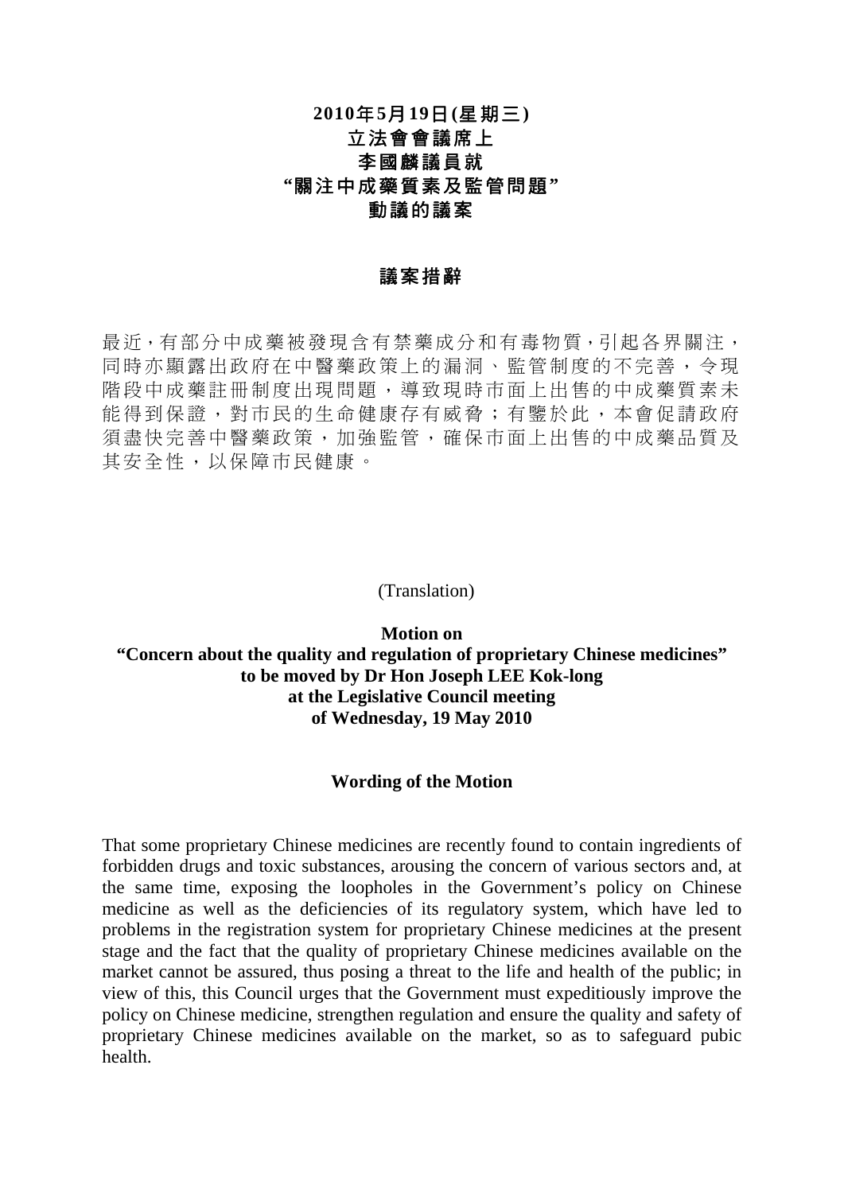**2010年5月19日(星期三)**
**立法會會議席上**
**李國麟議員就**
**"關注中成藥質素及監管問題"**
**動議的議案**

**議案措辭**

最近,有部分中成藥被發現含有禁藥成分和有毒物質,引起各界關注,同時亦顯露出政府在中醫藥政策上的漏洞、監管制度的不完善,令現階段中成藥註冊制度出現問題,導致現時市面上出售的中成藥質素未能得到保證,對市民的生命健康存有威脅;有鑒於此,本會促請政府須盡快完善中醫藥政策,加強監管,確保市面上出售的中成藥品質及其安全性,以保障市民健康。

(Translation)

**Motion on**
**"Concern about the quality and regulation of proprietary Chinese medicines"**
**to be moved by Dr Hon Joseph LEE Kok-long**
**at the Legislative Council meeting**
**of Wednesday, 19 May 2010**

**Wording of the Motion**

That some proprietary Chinese medicines are recently found to contain ingredients of forbidden drugs and toxic substances, arousing the concern of various sectors and, at the same time, exposing the loopholes in the Government's policy on Chinese medicine as well as the deficiencies of its regulatory system, which have led to problems in the registration system for proprietary Chinese medicines at the present stage and the fact that the quality of proprietary Chinese medicines available on the market cannot be assured, thus posing a threat to the life and health of the public; in view of this, this Council urges that the Government must expeditiously improve the policy on Chinese medicine, strengthen regulation and ensure the quality and safety of proprietary Chinese medicines available on the market, so as to safeguard pubic health.